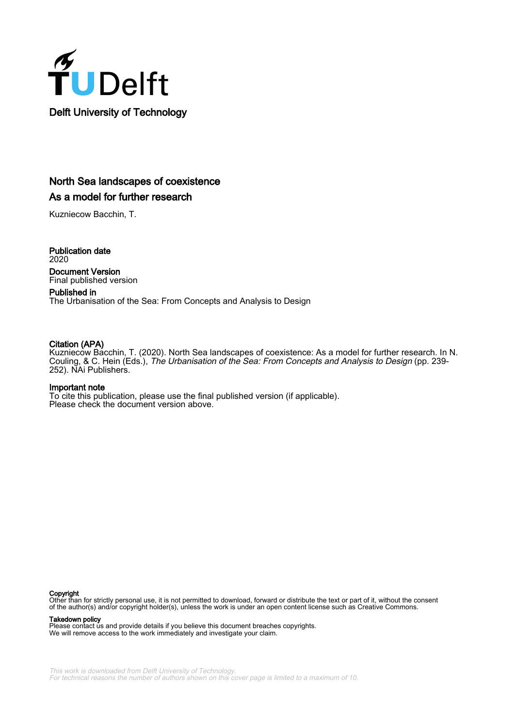Delft University of Technology

# North Sea landscapes of coexistence

## As a model for further research

Kuzniecow Bacchin, T.

**Publication date**
2020

**Document Version**
Final published version

**Published in**
The Urbanisation of the Sea: From Concepts and Analysis to Design

**Citation (APA)**
Kuzniecow Bacchin, T. (2020). North Sea landscapes of coexistence: As a model for further research. In N. Couling, & C. Hein (Eds.), *The Urbanisation of the Sea: From Concepts and Analysis to Design* (pp. 239-252). NAi Publishers.

**Important note**
To cite this publication, please use the final published version (if applicable).
Please check the document version above.

**Copyright**
Other than for strictly personal use, it is not permitted to download, forward or distribute the text or part of it, without the consent of the author(s) and/or copyright holder(s), unless the work is under an open content license such as Creative Commons.

**Takedown policy**
Please contact us and provide details if you believe this document breaches copyrights.
We will remove access to the work immediately and investigate your claim.

*This work is downloaded from Delft University of Technology.*
*For technical reasons the number of authors shown on this cover page is limited to a maximum of 10.*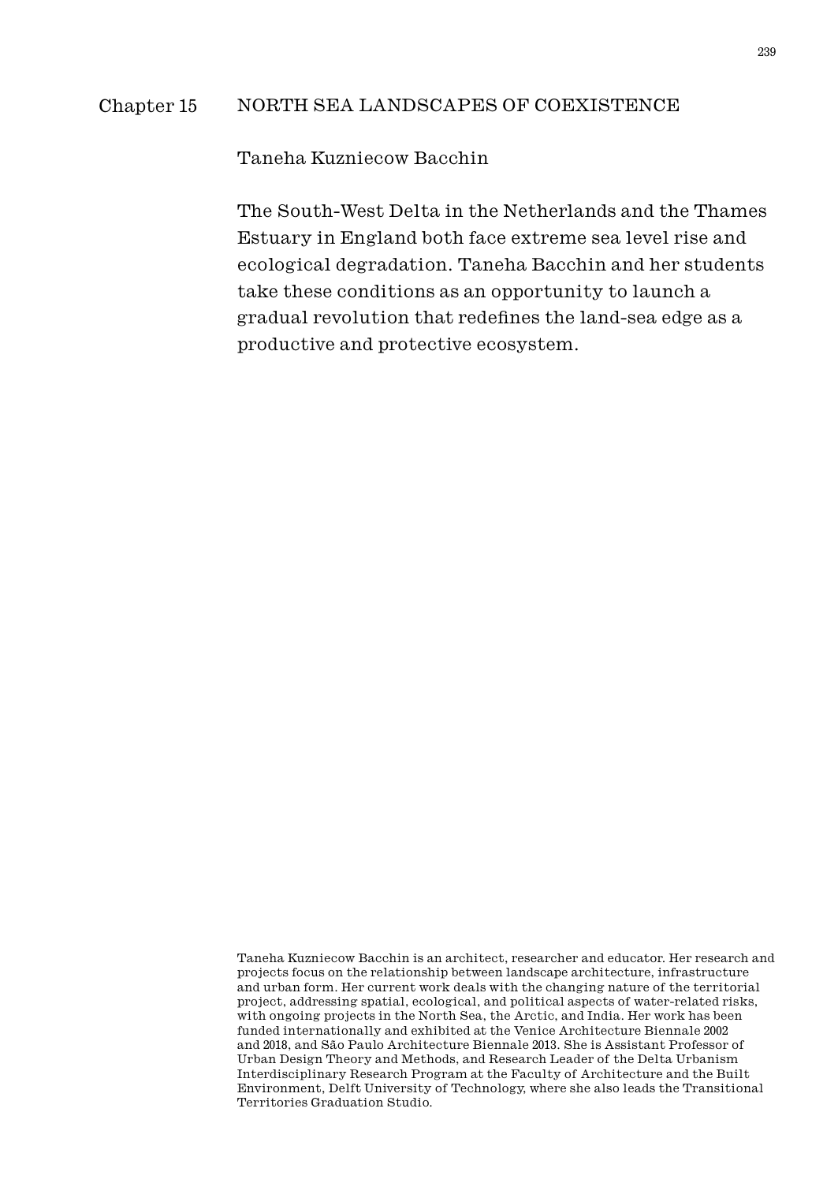# Chapter 15 NORTH SEA LANDSCAPES OF COEXISTENCE

Taneha Kuzniecow Bacchin

The South-West Delta in the Netherlands and the Thames Estuary in England both face extreme sea level rise and ecological degradation. Taneha Bacchin and her students take these conditions as an opportunity to launch a gradual revolution that redefines the land-sea edge as a productive and protective ecosystem.

Taneha Kuzniecow Bacchin is an architect, researcher and educator. Her research and projects focus on the relationship between landscape architecture, infrastructure and urban form. Her current work deals with the changing nature of the territorial project, addressing spatial, ecological, and political aspects of water-related risks, with ongoing projects in the North Sea, the Arctic, and India. Her work has been funded internationally and exhibited at the Venice Architecture Biennale 2002 and 2018, and São Paulo Architecture Biennale 2013. She is Assistant Professor of Urban Design Theory and Methods, and Research Leader of the Delta Urbanism Interdisciplinary Research Program at the Faculty of Architecture and the Built Environment, Delft University of Technology, where she also leads the Transitional Territories Graduation Studio.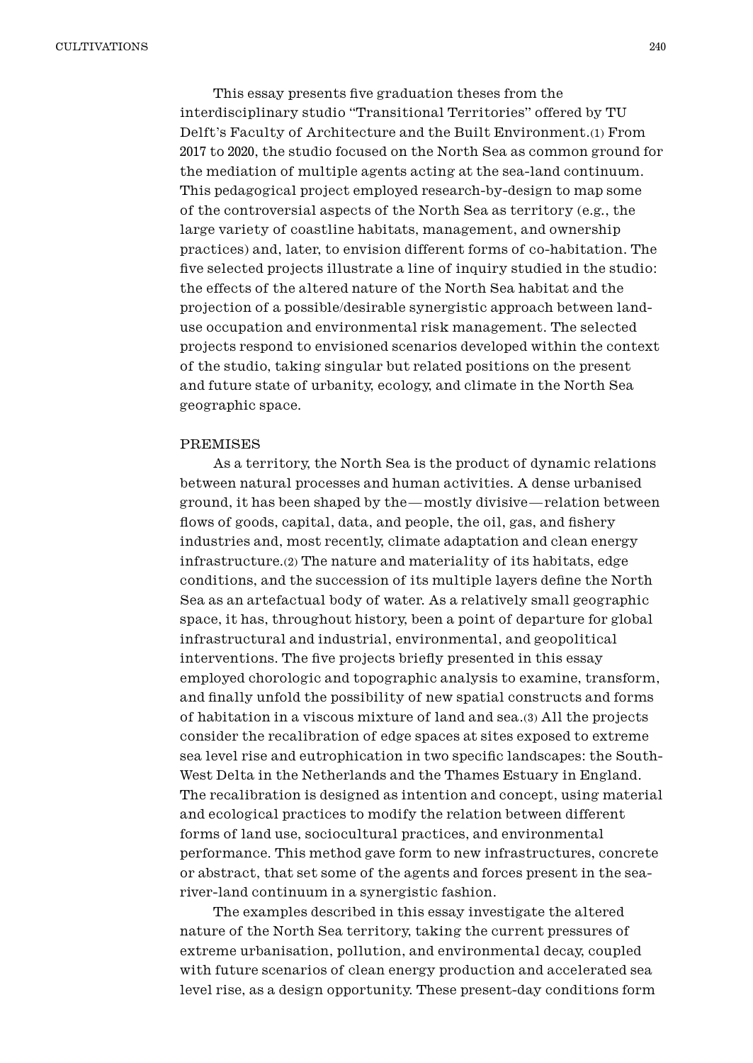This essay presents five graduation theses from the interdisciplinary studio "Transitional Territories" offered by TU Delft's Faculty of Architecture and the Built Environment.(1) From 2017 to 2020, the studio focused on the North Sea as common ground for the mediation of multiple agents acting at the sea-land continuum. This pedagogical project employed research-by-design to map some of the controversial aspects of the North Sea as territory (e.g., the large variety of coastline habitats, management, and ownership practices) and, later, to envision different forms of co-habitation. The five selected projects illustrate a line of inquiry studied in the studio: the effects of the altered nature of the North Sea habitat and the projection of a possible/desirable synergistic approach between land-use occupation and environmental risk management. The selected projects respond to envisioned scenarios developed within the context of the studio, taking singular but related positions on the present and future state of urbanity, ecology, and climate in the North Sea geographic space.

## PREMISES

As a territory, the North Sea is the product of dynamic relations between natural processes and human activities. A dense urbanised ground, it has been shaped by the—mostly divisive—relation between flows of goods, capital, data, and people, the oil, gas, and fishery industries and, most recently, climate adaptation and clean energy infrastructure.(2) The nature and materiality of its habitats, edge conditions, and the succession of its multiple layers define the North Sea as an artefactual body of water. As a relatively small geographic space, it has, throughout history, been a point of departure for global infrastructural and industrial, environmental, and geopolitical interventions. The five projects briefly presented in this essay employed chorologic and topographic analysis to examine, transform, and finally unfold the possibility of new spatial constructs and forms of habitation in a viscous mixture of land and sea.(3) All the projects consider the recalibration of edge spaces at sites exposed to extreme sea level rise and eutrophication in two specific landscapes: the South-West Delta in the Netherlands and the Thames Estuary in England. The recalibration is designed as intention and concept, using material and ecological practices to modify the relation between different forms of land use, sociocultural practices, and environmental performance. This method gave form to new infrastructures, concrete or abstract, that set some of the agents and forces present in the sea-river-land continuum in a synergistic fashion.

The examples described in this essay investigate the altered nature of the North Sea territory, taking the current pressures of extreme urbanisation, pollution, and environmental decay, coupled with future scenarios of clean energy production and accelerated sea level rise, as a design opportunity. These present-day conditions form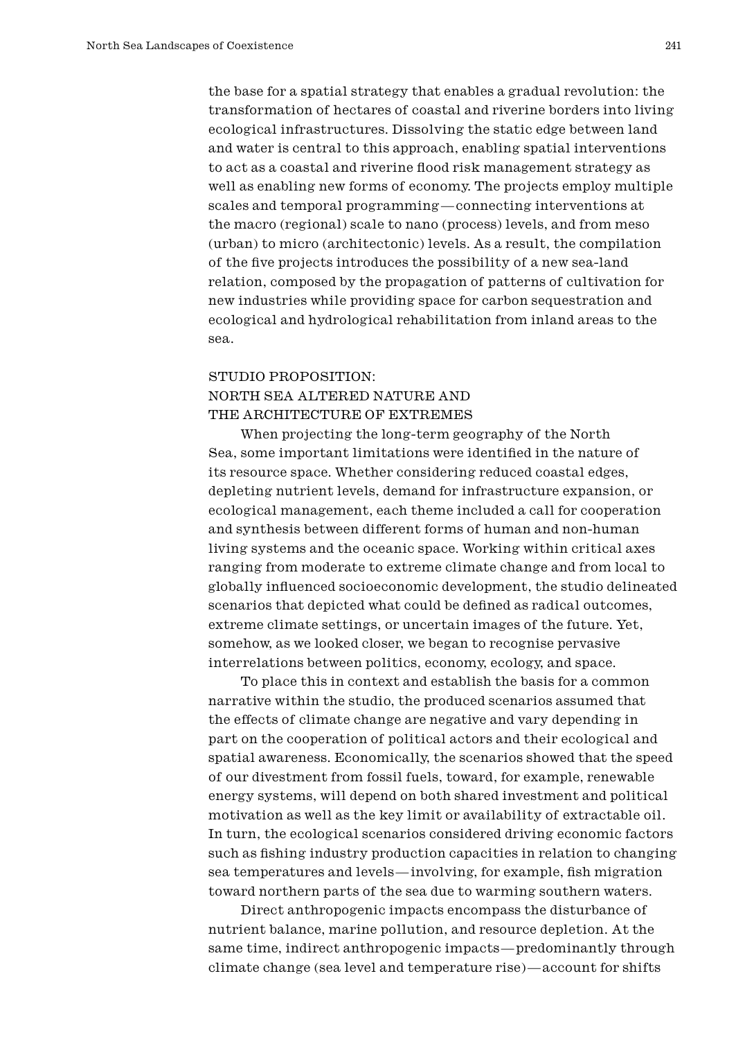the base for a spatial strategy that enables a gradual revolution: the transformation of hectares of coastal and riverine borders into living ecological infrastructures. Dissolving the static edge between land and water is central to this approach, enabling spatial interventions to act as a coastal and riverine flood risk management strategy as well as enabling new forms of economy. The projects employ multiple scales and temporal programming—connecting interventions at the macro (regional) scale to nano (process) levels, and from meso (urban) to micro (architectonic) levels. As a result, the compilation of the five projects introduces the possibility of a new sea-land relation, composed by the propagation of patterns of cultivation for new industries while providing space for carbon sequestration and ecological and hydrological rehabilitation from inland areas to the sea.

## STUDIO PROPOSITION: NORTH SEA ALTERED NATURE AND THE ARCHITECTURE OF EXTREMES

When projecting the long-term geography of the North Sea, some important limitations were identified in the nature of its resource space. Whether considering reduced coastal edges, depleting nutrient levels, demand for infrastructure expansion, or ecological management, each theme included a call for cooperation and synthesis between different forms of human and non-human living systems and the oceanic space. Working within critical axes ranging from moderate to extreme climate change and from local to globally influenced socioeconomic development, the studio delineated scenarios that depicted what could be defined as radical outcomes, extreme climate settings, or uncertain images of the future. Yet, somehow, as we looked closer, we began to recognise pervasive interrelations between politics, economy, ecology, and space.

To place this in context and establish the basis for a common narrative within the studio, the produced scenarios assumed that the effects of climate change are negative and vary depending in part on the cooperation of political actors and their ecological and spatial awareness. Economically, the scenarios showed that the speed of our divestment from fossil fuels, toward, for example, renewable energy systems, will depend on both shared investment and political motivation as well as the key limit or availability of extractable oil. In turn, the ecological scenarios considered driving economic factors such as fishing industry production capacities in relation to changing sea temperatures and levels—involving, for example, fish migration toward northern parts of the sea due to warming southern waters.

Direct anthropogenic impacts encompass the disturbance of nutrient balance, marine pollution, and resource depletion. At the same time, indirect anthropogenic impacts—predominantly through climate change (sea level and temperature rise)—account for shifts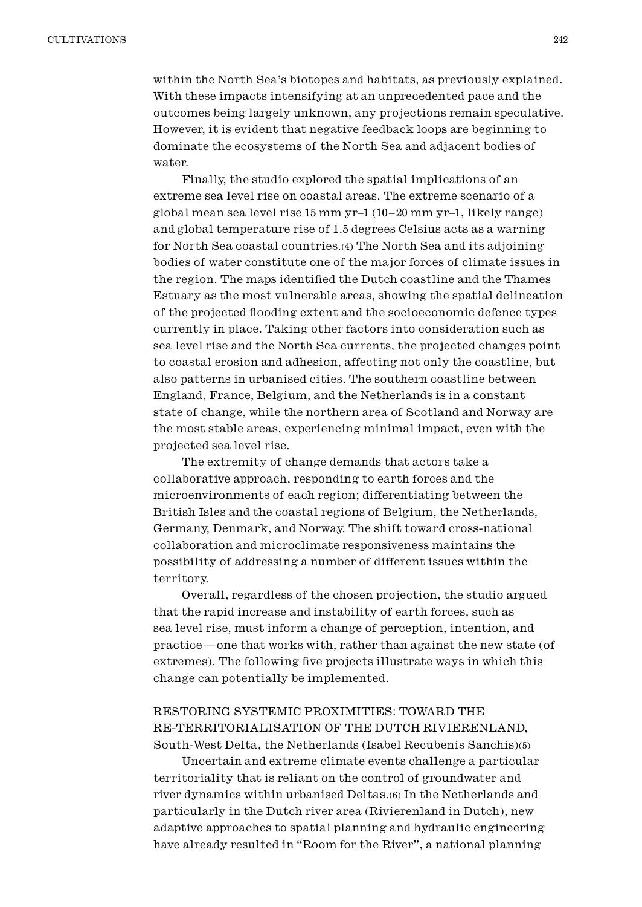within the North Sea's biotopes and habitats, as previously explained. With these impacts intensifying at an unprecedented pace and the outcomes being largely unknown, any projections remain speculative. However, it is evident that negative feedback loops are beginning to dominate the ecosystems of the North Sea and adjacent bodies of water.

Finally, the studio explored the spatial implications of an extreme sea level rise on coastal areas. The extreme scenario of a global mean sea level rise 15 mm yr–1 (10–20 mm yr–1, likely range) and global temperature rise of 1.5 degrees Celsius acts as a warning for North Sea coastal countries.(4) The North Sea and its adjoining bodies of water constitute one of the major forces of climate issues in the region. The maps identified the Dutch coastline and the Thames Estuary as the most vulnerable areas, showing the spatial delineation of the projected flooding extent and the socioeconomic defence types currently in place. Taking other factors into consideration such as sea level rise and the North Sea currents, the projected changes point to coastal erosion and adhesion, affecting not only the coastline, but also patterns in urbanised cities. The southern coastline between England, France, Belgium, and the Netherlands is in a constant state of change, while the northern area of Scotland and Norway are the most stable areas, experiencing minimal impact, even with the projected sea level rise.

The extremity of change demands that actors take a collaborative approach, responding to earth forces and the microenvironments of each region; differentiating between the British Isles and the coastal regions of Belgium, the Netherlands, Germany, Denmark, and Norway. The shift toward cross-national collaboration and microclimate responsiveness maintains the possibility of addressing a number of different issues within the territory.

Overall, regardless of the chosen projection, the studio argued that the rapid increase and instability of earth forces, such as sea level rise, must inform a change of perception, intention, and practice—one that works with, rather than against the new state (of extremes). The following five projects illustrate ways in which this change can potentially be implemented.

## RESTORING SYSTEMIC PROXIMITIES: TOWARD THE RE-TERRITORIALISATION OF THE DUTCH RIVIERENLAND, South-West Delta, the Netherlands (Isabel Recubenis Sanchis)(5)

Uncertain and extreme climate events challenge a particular territoriality that is reliant on the control of groundwater and river dynamics within urbanised Deltas.(6) In the Netherlands and particularly in the Dutch river area (Rivierenland in Dutch), new adaptive approaches to spatial planning and hydraulic engineering have already resulted in "Room for the River", a national planning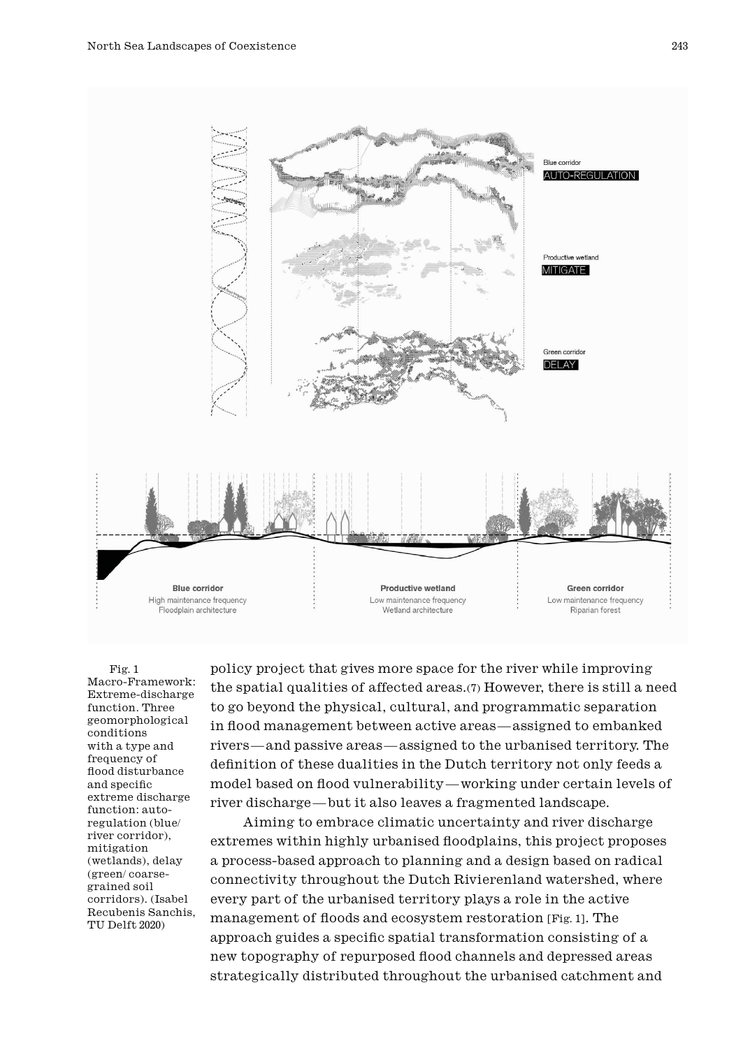Fig. 1 Macro-Framework: Extreme-discharge function. Three geomorphological conditions with a type and frequency of flood disturbance and specific extreme discharge function: auto-regulation (blue/ river corridor), mitigation (wetlands), delay (green/ coarse-grained soil corridors). (Isabel Recubenis Sanchis, TU Delft 2020)

policy project that gives more space for the river while improving the spatial qualities of affected areas.(7) However, there is still a need to go beyond the physical, cultural, and programmatic separation in flood management between active areas—assigned to embanked rivers—and passive areas—assigned to the urbanised territory. The definition of these dualities in the Dutch territory not only feeds a model based on flood vulnerability—working under certain levels of river discharge—but it also leaves a fragmented landscape.

Aiming to embrace climatic uncertainty and river discharge extremes within highly urbanised floodplains, this project proposes a process-based approach to planning and a design based on radical connectivity throughout the Dutch Rivierenland watershed, where every part of the urbanised territory plays a role in the active management of floods and ecosystem restoration [Fig. 1]. The approach guides a specific spatial transformation consisting of a new topography of repurposed flood channels and depressed areas strategically distributed throughout the urbanised catchment and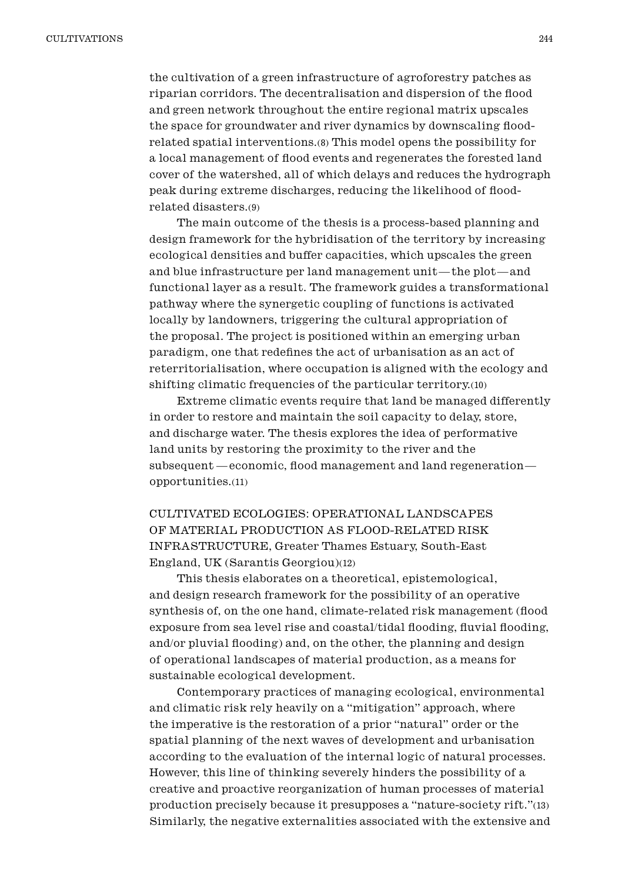the cultivation of a green infrastructure of agroforestry patches as riparian corridors. The decentralisation and dispersion of the flood and green network throughout the entire regional matrix upscales the space for groundwater and river dynamics by downscaling flood-related spatial interventions.(8) This model opens the possibility for a local management of flood events and regenerates the forested land cover of the watershed, all of which delays and reduces the hydrograph peak during extreme discharges, reducing the likelihood of flood-related disasters.(9)

The main outcome of the thesis is a process-based planning and design framework for the hybridisation of the territory by increasing ecological densities and buffer capacities, which upscales the green and blue infrastructure per land management unit—the plot—and functional layer as a result. The framework guides a transformational pathway where the synergetic coupling of functions is activated locally by landowners, triggering the cultural appropriation of the proposal. The project is positioned within an emerging urban paradigm, one that redefines the act of urbanisation as an act of reterritorialisation, where occupation is aligned with the ecology and shifting climatic frequencies of the particular territory.(10)

Extreme climatic events require that land be managed differently in order to restore and maintain the soil capacity to delay, store, and discharge water. The thesis explores the idea of performative land units by restoring the proximity to the river and the subsequent —economic, flood management and land regeneration— opportunities.(11)

CULTIVATED ECOLOGIES: OPERATIONAL LANDSCAPES OF MATERIAL PRODUCTION AS FLOOD-RELATED RISK INFRASTRUCTURE, Greater Thames Estuary, South-East England, UK (Sarantis Georgiou)(12)

This thesis elaborates on a theoretical, epistemological, and design research framework for the possibility of an operative synthesis of, on the one hand, climate-related risk management (flood exposure from sea level rise and coastal/tidal flooding, fluvial flooding, and/or pluvial flooding) and, on the other, the planning and design of operational landscapes of material production, as a means for sustainable ecological development.

Contemporary practices of managing ecological, environmental and climatic risk rely heavily on a "mitigation" approach, where the imperative is the restoration of a prior "natural" order or the spatial planning of the next waves of development and urbanisation according to the evaluation of the internal logic of natural processes. However, this line of thinking severely hinders the possibility of a creative and proactive reorganization of human processes of material production precisely because it presupposes a "nature-society rift."(13) Similarly, the negative externalities associated with the extensive and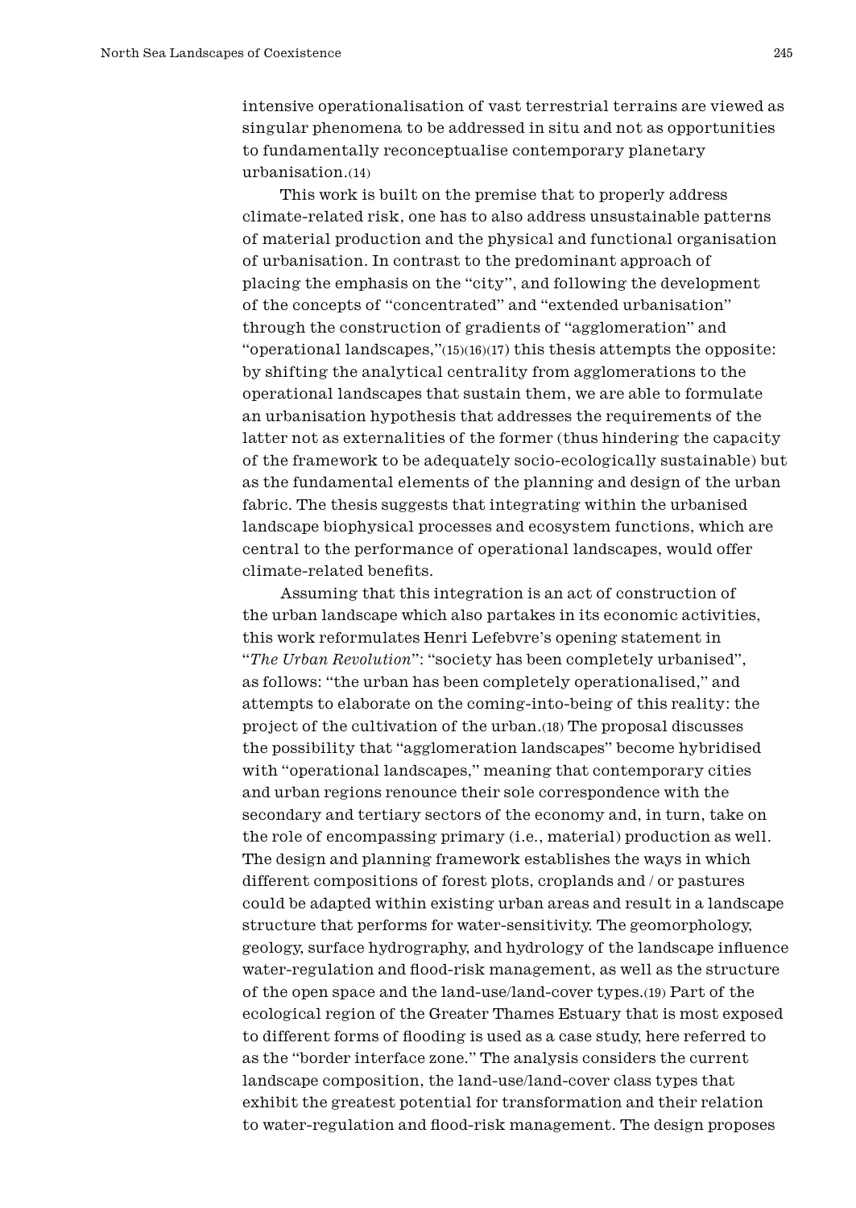intensive operationalisation of vast terrestrial terrains are viewed as singular phenomena to be addressed in situ and not as opportunities to fundamentally reconceptualise contemporary planetary urbanisation.(14)

This work is built on the premise that to properly address climate-related risk, one has to also address unsustainable patterns of material production and the physical and functional organisation of urbanisation. In contrast to the predominant approach of placing the emphasis on the "city", and following the development of the concepts of "concentrated" and "extended urbanisation" through the construction of gradients of "agglomeration" and "operational landscapes,"(15)(16)(17) this thesis attempts the opposite: by shifting the analytical centrality from agglomerations to the operational landscapes that sustain them, we are able to formulate an urbanisation hypothesis that addresses the requirements of the latter not as externalities of the former (thus hindering the capacity of the framework to be adequately socio-ecologically sustainable) but as the fundamental elements of the planning and design of the urban fabric. The thesis suggests that integrating within the urbanised landscape biophysical processes and ecosystem functions, which are central to the performance of operational landscapes, would offer climate-related benefits.

Assuming that this integration is an act of construction of the urban landscape which also partakes in its economic activities, this work reformulates Henri Lefebvre's opening statement in "*The Urban Revolution*": "society has been completely urbanised", as follows: "the urban has been completely operationalised," and attempts to elaborate on the coming-into-being of this reality: the project of the cultivation of the urban.(18) The proposal discusses the possibility that "agglomeration landscapes" become hybridised with "operational landscapes," meaning that contemporary cities and urban regions renounce their sole correspondence with the secondary and tertiary sectors of the economy and, in turn, take on the role of encompassing primary (i.e., material) production as well. The design and planning framework establishes the ways in which different compositions of forest plots, croplands and / or pastures could be adapted within existing urban areas and result in a landscape structure that performs for water-sensitivity. The geomorphology, geology, surface hydrography, and hydrology of the landscape influence water-regulation and flood-risk management, as well as the structure of the open space and the land-use/land-cover types.(19) Part of the ecological region of the Greater Thames Estuary that is most exposed to different forms of flooding is used as a case study, here referred to as the "border interface zone." The analysis considers the current landscape composition, the land-use/land-cover class types that exhibit the greatest potential for transformation and their relation to water-regulation and flood-risk management. The design proposes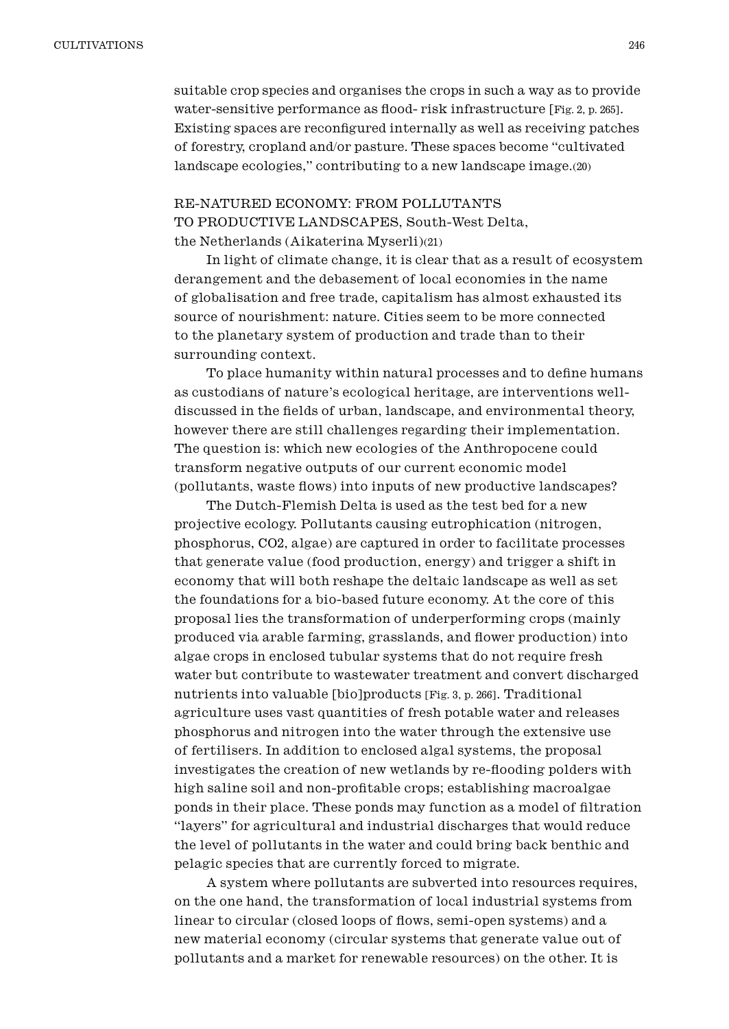suitable crop species and organises the crops in such a way as to provide water-sensitive performance as flood- risk infrastructure [Fig. 2, p. 265]. Existing spaces are reconfigured internally as well as receiving patches of forestry, cropland and/or pasture. These spaces become "cultivated landscape ecologies," contributing to a new landscape image.[20]

### RE-NATURED ECONOMY: FROM POLLUTANTS TO PRODUCTIVE LANDSCAPES, South-West Delta, the Netherlands (Aikaterina Myserli)[21]

In light of climate change, it is clear that as a result of ecosystem derangement and the debasement of local economies in the name of globalisation and free trade, capitalism has almost exhausted its source of nourishment: nature. Cities seem to be more connected to the planetary system of production and trade than to their surrounding context.

To place humanity within natural processes and to define humans as custodians of nature's ecological heritage, are interventions well-discussed in the fields of urban, landscape, and environmental theory, however there are still challenges regarding their implementation. The question is: which new ecologies of the Anthropocene could transform negative outputs of our current economic model (pollutants, waste flows) into inputs of new productive landscapes?

The Dutch-Flemish Delta is used as the test bed for a new projective ecology. Pollutants causing eutrophication (nitrogen, phosphorus, $CO_2$, algae) are captured in order to facilitate processes that generate value (food production, energy) and trigger a shift in economy that will both reshape the deltaic landscape as well as set the foundations for a bio-based future economy. At the core of this proposal lies the transformation of underperforming crops (mainly produced via arable farming, grasslands, and flower production) into algae crops in enclosed tubular systems that do not require fresh water but contribute to wastewater treatment and convert discharged nutrients into valuable [bio]products [Fig. 3, p. 266]. Traditional agriculture uses vast quantities of fresh potable water and releases phosphorus and nitrogen into the water through the extensive use of fertilisers. In addition to enclosed algal systems, the proposal investigates the creation of new wetlands by re-flooding polders with high saline soil and non-profitable crops; establishing macroalgae ponds in their place. These ponds may function as a model of filtration "layers" for agricultural and industrial discharges that would reduce the level of pollutants in the water and could bring back benthic and pelagic species that are currently forced to migrate.

A system where pollutants are subverted into resources requires, on the one hand, the transformation of local industrial systems from linear to circular (closed loops of flows, semi-open systems) and a new material economy (circular systems that generate value out of pollutants and a market for renewable resources) on the other. It is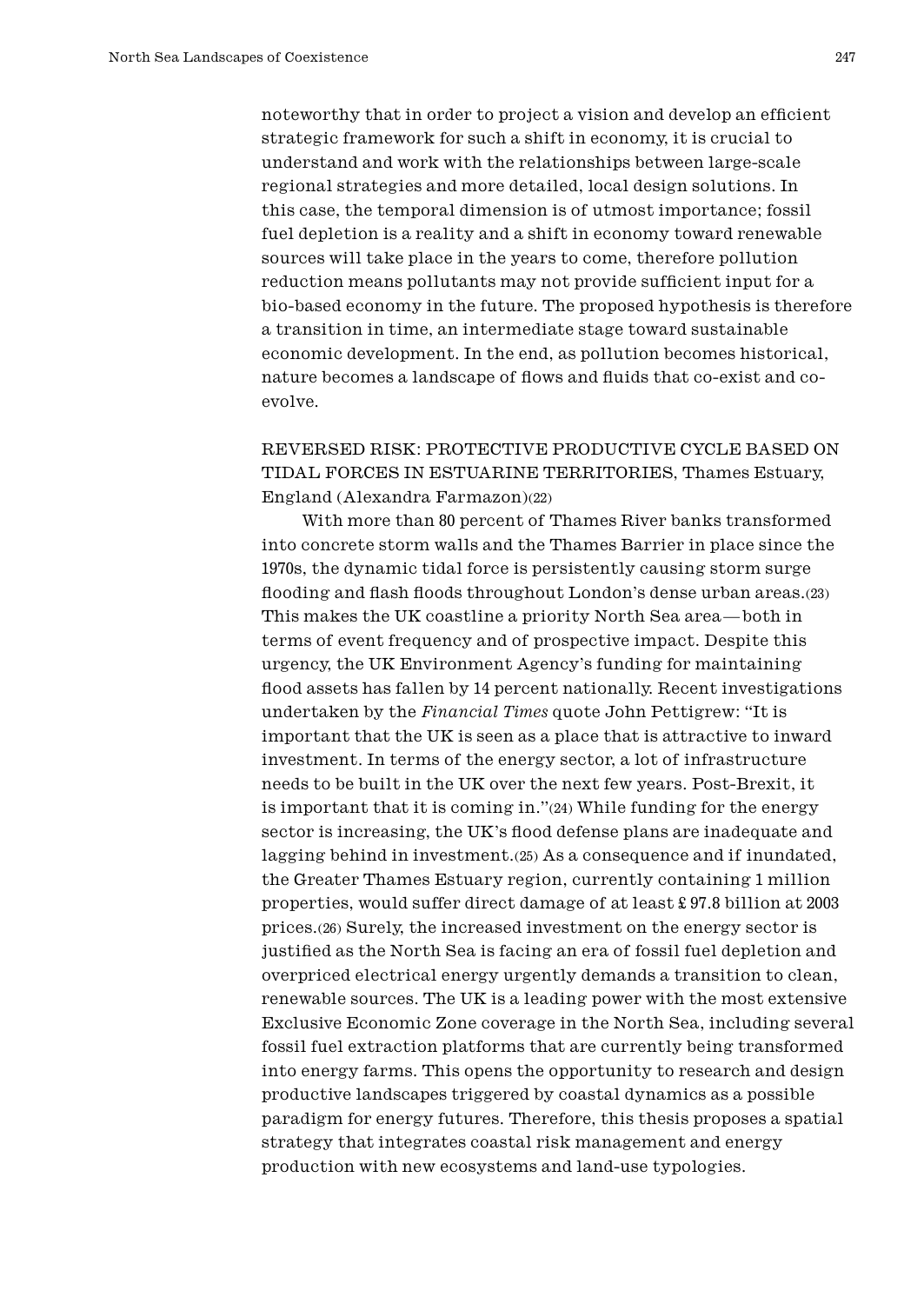noteworthy that in order to project a vision and develop an efficient strategic framework for such a shift in economy, it is crucial to understand and work with the relationships between large-scale regional strategies and more detailed, local design solutions. In this case, the temporal dimension is of utmost importance; fossil fuel depletion is a reality and a shift in economy toward renewable sources will take place in the years to come, therefore pollution reduction means pollutants may not provide sufficient input for a bio-based economy in the future. The proposed hypothesis is therefore a transition in time, an intermediate stage toward sustainable economic development. In the end, as pollution becomes historical, nature becomes a landscape of flows and fluids that co-exist and co-evolve.

REVERSED RISK: PROTECTIVE PRODUCTIVE CYCLE BASED ON TIDAL FORCES IN ESTUARINE TERRITORIES, Thames Estuary, England (Alexandra Farmazon)(22)

With more than 80 percent of Thames River banks transformed into concrete storm walls and the Thames Barrier in place since the 1970s, the dynamic tidal force is persistently causing storm surge flooding and flash floods throughout London's dense urban areas.(23) This makes the UK coastline a priority North Sea area—both in terms of event frequency and of prospective impact. Despite this urgency, the UK Environment Agency's funding for maintaining flood assets has fallen by 14 percent nationally. Recent investigations undertaken by the *Financial Times* quote John Pettigrew: "It is important that the UK is seen as a place that is attractive to inward investment. In terms of the energy sector, a lot of infrastructure needs to be built in the UK over the next few years. Post-Brexit, it is important that it is coming in."(24) While funding for the energy sector is increasing, the UK's flood defense plans are inadequate and lagging behind in investment.(25) As a consequence and if inundated, the Greater Thames Estuary region, currently containing 1 million properties, would suffer direct damage of at least £ 97.8 billion at 2003 prices.(26) Surely, the increased investment on the energy sector is justified as the North Sea is facing an era of fossil fuel depletion and overpriced electrical energy urgently demands a transition to clean, renewable sources. The UK is a leading power with the most extensive Exclusive Economic Zone coverage in the North Sea, including several fossil fuel extraction platforms that are currently being transformed into energy farms. This opens the opportunity to research and design productive landscapes triggered by coastal dynamics as a possible paradigm for energy futures. Therefore, this thesis proposes a spatial strategy that integrates coastal risk management and energy production with new ecosystems and land-use typologies.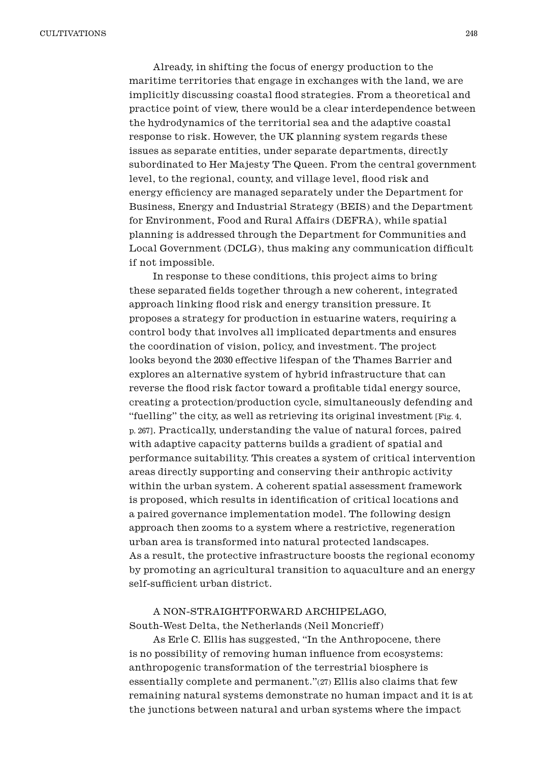Already, in shifting the focus of energy production to the maritime territories that engage in exchanges with the land, we are implicitly discussing coastal flood strategies. From a theoretical and practice point of view, there would be a clear interdependence between the hydrodynamics of the territorial sea and the adaptive coastal response to risk. However, the UK planning system regards these issues as separate entities, under separate departments, directly subordinated to Her Majesty The Queen. From the central government level, to the regional, county, and village level, flood risk and energy efficiency are managed separately under the Department for Business, Energy and Industrial Strategy (BEIS) and the Department for Environment, Food and Rural Affairs (DEFRA), while spatial planning is addressed through the Department for Communities and Local Government (DCLG), thus making any communication difficult if not impossible.

In response to these conditions, this project aims to bring these separated fields together through a new coherent, integrated approach linking flood risk and energy transition pressure. It proposes a strategy for production in estuarine waters, requiring a control body that involves all implicated departments and ensures the coordination of vision, policy, and investment. The project looks beyond the 2030 effective lifespan of the Thames Barrier and explores an alternative system of hybrid infrastructure that can reverse the flood risk factor toward a profitable tidal energy source, creating a protection/production cycle, simultaneously defending and "fuelling" the city, as well as retrieving its original investment [Fig. 4, p. 267]. Practically, understanding the value of natural forces, paired with adaptive capacity patterns builds a gradient of spatial and performance suitability. This creates a system of critical intervention areas directly supporting and conserving their anthropic activity within the urban system. A coherent spatial assessment framework is proposed, which results in identification of critical locations and a paired governance implementation model. The following design approach then zooms to a system where a restrictive, regeneration urban area is transformed into natural protected landscapes. As a result, the protective infrastructure boosts the regional economy by promoting an agricultural transition to aquaculture and an energy self-sufficient urban district.

### A NON-STRAIGHTFORWARD ARCHIPELAGO, South-West Delta, the Netherlands (Neil Moncrieff)

As Erle C. Ellis has suggested, "In the Anthropocene, there is no possibility of removing human influence from ecosystems: anthropogenic transformation of the terrestrial biosphere is essentially complete and permanent."(27) Ellis also claims that few remaining natural systems demonstrate no human impact and it is at the junctions between natural and urban systems where the impact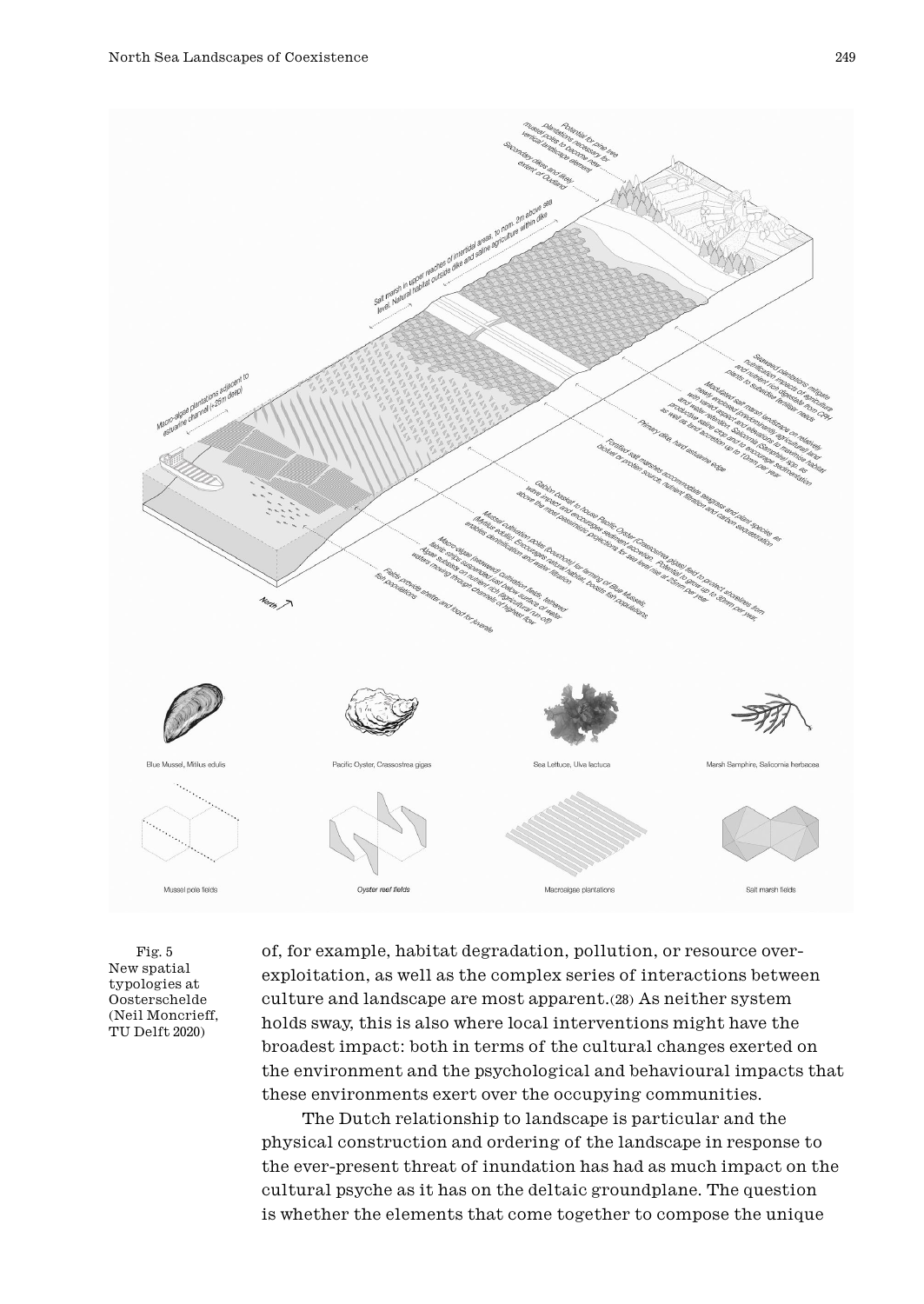Fig. 5
New spatial typologies at Oosterschelde (Neil Moncrieff, TU Delft 2020)

of, for example, habitat degradation, pollution, or resource over-exploitation, as well as the complex series of interactions between culture and landscape are most apparent.(28) As neither system holds sway, this is also where local interventions might have the broadest impact: both in terms of the cultural changes exerted on the environment and the psychological and behavioural impacts that these environments exert over the occupying communities.

The Dutch relationship to landscape is particular and the physical construction and ordering of the landscape in response to the ever-present threat of inundation has had as much impact on the cultural psyche as it has on the deltaic groundplane. The question is whether the elements that come together to compose the unique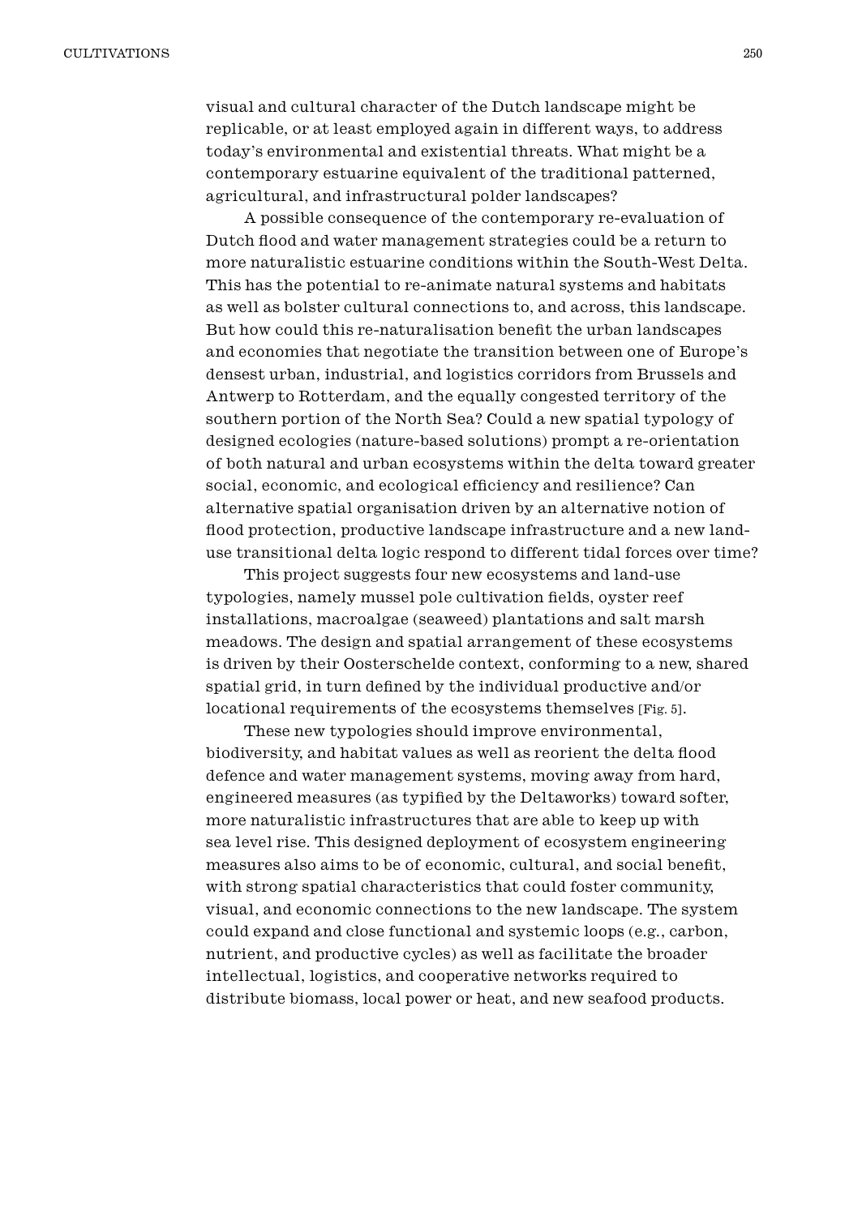visual and cultural character of the Dutch landscape might be replicable, or at least employed again in different ways, to address today's environmental and existential threats. What might be a contemporary estuarine equivalent of the traditional patterned, agricultural, and infrastructural polder landscapes?

A possible consequence of the contemporary re-evaluation of Dutch flood and water management strategies could be a return to more naturalistic estuarine conditions within the South-West Delta. This has the potential to re-animate natural systems and habitats as well as bolster cultural connections to, and across, this landscape. But how could this re-naturalisation benefit the urban landscapes and economies that negotiate the transition between one of Europe's densest urban, industrial, and logistics corridors from Brussels and Antwerp to Rotterdam, and the equally congested territory of the southern portion of the North Sea? Could a new spatial typology of designed ecologies (nature-based solutions) prompt a re-orientation of both natural and urban ecosystems within the delta toward greater social, economic, and ecological efficiency and resilience? Can alternative spatial organisation driven by an alternative notion of flood protection, productive landscape infrastructure and a new land-use transitional delta logic respond to different tidal forces over time?

This project suggests four new ecosystems and land-use typologies, namely mussel pole cultivation fields, oyster reef installations, macroalgae (seaweed) plantations and salt marsh meadows. The design and spatial arrangement of these ecosystems is driven by their Oosterschelde context, conforming to a new, shared spatial grid, in turn defined by the individual productive and/or locational requirements of the ecosystems themselves [Fig. 5].

These new typologies should improve environmental, biodiversity, and habitat values as well as reorient the delta flood defence and water management systems, moving away from hard, engineered measures (as typified by the Deltaworks) toward softer, more naturalistic infrastructures that are able to keep up with sea level rise. This designed deployment of ecosystem engineering measures also aims to be of economic, cultural, and social benefit, with strong spatial characteristics that could foster community, visual, and economic connections to the new landscape. The system could expand and close functional and systemic loops (e.g., carbon, nutrient, and productive cycles) as well as facilitate the broader intellectual, logistics, and cooperative networks required to distribute biomass, local power or heat, and new seafood products.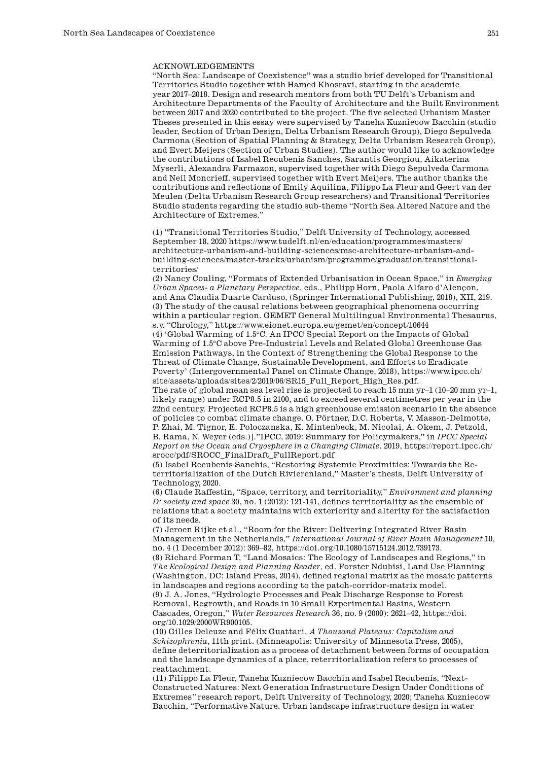## ACKNOWLEDGEMENTS

"North Sea: Landscape of Coexistence" was a studio brief developed for Transitional Territories Studio together with Hamed Khosravi, starting in the academic year 2017–2018. Design and research mentors from both TU Delft's Urbanism and Architecture Departments of the Faculty of Architecture and the Built Environment between 2017 and 2020 contributed to the project. The five selected Urbanism Master Theses presented in this essay were supervised by Taneha Kuzniecow Bacchin (studio leader, Section of Urban Design, Delta Urbanism Research Group), Diego Sepulveda Carmona (Section of Spatial Planning & Strategy, Delta Urbanism Research Group), and Evert Meijers (Section of Urban Studies). The author would like to acknowledge the contributions of Isabel Recubenis Sanches, Sarantis Georgiou, Aikaterina Myserli, Alexandra Farmazon, supervised together with Diego Sepulveda Carmona and Neil Moncrieff, supervised together with Evert Meijers. The author thanks the contributions and reflections of Emily Aquilina, Filippo La Fleur and Geert van der Meulen (Delta Urbanism Research Group researchers) and Transitional Territories Studio students regarding the studio sub-theme "North Sea Altered Nature and the Architecture of Extremes."

(1) "Transitional Territories Studio," Delft University of Technology, accessed September 18, 2020 https://www.tudelft.nl/en/education/programmes/masters/architecture-urbanism-and-building-sciences/msc-architecture-urbanism-and-building-sciences/master-tracks/urbanism/programme/graduation/transitional-territories/

(2) Nancy Couling, "Formats of Extended Urbanisation in Ocean Space," in *Emerging Urban Spaces- a Planetary Perspective*, eds., Philipp Horn, Paola Alfaro d'Alençon, and Ana Claudia Duarte Carduso, (Springer International Publishing, 2018), XII, 219.

(3) The study of the causal relations between geographical phenomena occurring within a particular region. GEMET General Multilingual Environmental Thesaurus, s.v. "Chrology," https://www.eionet.europa.eu/gemet/en/concept/10644

(4) 'Global Warming of 1.5°C. An IPCC Special Report on the Impacts of Global Warming of 1.5°C above Pre-Industrial Levels and Related Global Greenhouse Gas Emission Pathways, in the Context of Strengthening the Global Response to the Threat of Climate Change, Sustainable Development, and Efforts to Eradicate Poverty' (Intergovernmental Panel on Climate Change, 2018), https://www.ipcc.ch/site/assets/uploads/sites/2/2019/06/SR15_Full_Report_High_Res.pdf.
The rate of global mean sea level rise is projected to reach 15 mm yr–1 (10–20 mm yr–1, likely range) under RCP8.5 in 2100, and to exceed several centimetres per year in the 22nd century. Projected RCP8.5 is a high greenhouse emission scenario in the absence of policies to combat climate change. O. Pörtner, D.C. Roberts, V. Masson-Delmotte, P. Zhai, M. Tignor, E. Poloczanska, K. Mintenbeck, M. Nicolai, A. Okem, J. Petzold, B. Rama, N. Weyer (eds.)]."IPCC, 2019: Summary for Policymakers," in *IPCC Special Report on the Ocean and Cryosphere in a Changing Climate*. 2019, https://report.ipcc.ch/srocc/pdf/SROCC_FinalDraft_FullReport.pdf

(5) Isabel Recubenis Sanchis, "Restoring Systemic Proximities: Towards the Re-territorialization of the Dutch Rivierenland," Master's thesis, Delft University of Technology, 2020.

(6) Claude Raffestin, "Space, territory, and territoriality," *Environment and planning D: society and space* 30, no. 1 (2012): 121-141, defines territoriality as the ensemble of relations that a society maintains with exteriority and alterity for the satisfaction of its needs.

(7) Jeroen Rijke et al., "Room for the River: Delivering Integrated River Basin Management in the Netherlands," *International Journal of River Basin Management* 10, no. 4 (1 December 2012): 369–82, https://doi.org/10.1080/15715124.2012.739173.

(8) Richard Forman T, "Land Mosaics: The Ecology of Landscapes and Regions," in *The Ecological Design and Planning Reader*, ed. Forster Ndubisi, Land Use Planning (Washington, DC: Island Press, 2014), defined regional matrix as the mosaic patterns in landscapes and regions according to the patch-corridor-matrix model.

(9) J. A. Jones, "Hydrologic Processes and Peak Discharge Response to Forest Removal, Regrowth, and Roads in 10 Small Experimental Basins, Western Cascades, Oregon," *Water Resources Research* 36, no. 9 (2000): 2621–42, https://doi.org/10.1029/2000WR900105.

(10) Gilles Deleuze and Félix Guattari, *A Thousand Plateaus: Capitalism and Schizophrenia*, 11th print. (Minneapolis: University of Minnesota Press, 2005), define deterritorialization as a process of detachment between forms of occupation and the landscape dynamics of a place, reterritorialization refers to processes of reattachment.

(11) Filippo La Fleur, Taneha Kuzniecow Bacchin and Isabel Recubenis, "Next-Constructed Natures: Next Generation Infrastructure Design Under Conditions of Extremes" research report, Delft University of Technology, 2020; Taneha Kuzniecow Bacchin, "Performative Nature. Urban landscape infrastructure design in water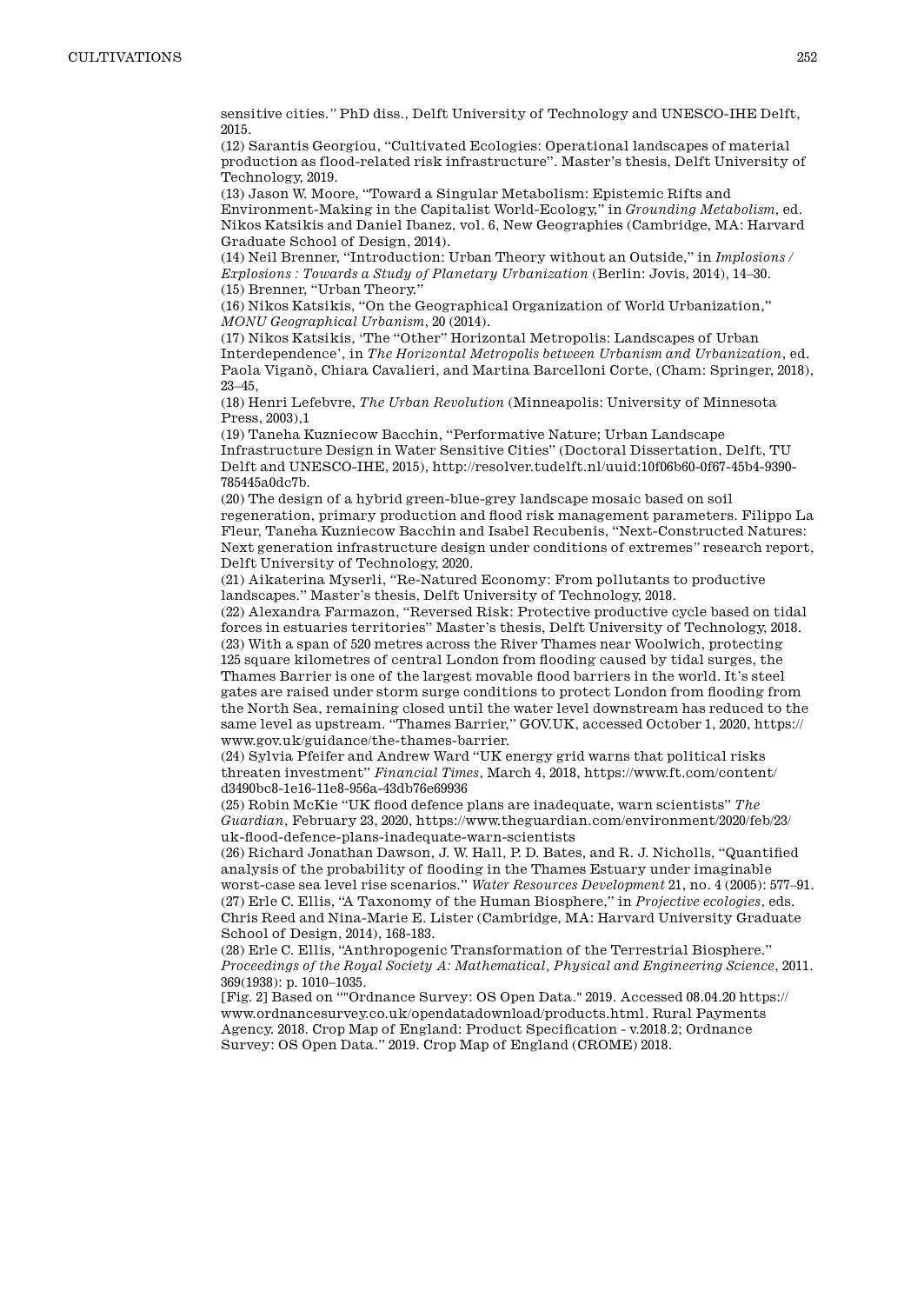sensitive cities." PhD diss., Delft University of Technology and UNESCO-IHE Delft, 2015.

(12) Sarantis Georgiou, "Cultivated Ecologies: Operational landscapes of material production as flood-related risk infrastructure". Master's thesis, Delft University of Technology, 2019.

(13) Jason W. Moore, "Toward a Singular Metabolism: Epistemic Rifts and Environment-Making in the Capitalist World-Ecology," in *Grounding Metabolism*, ed. Nikos Katsikis and Daniel Ibanez, vol. 6, New Geographies (Cambridge, MA: Harvard Graduate School of Design, 2014).

(14) Neil Brenner, "Introduction: Urban Theory without an Outside," in *Implosions / Explosions : Towards a Study of Planetary Urbanization* (Berlin: Jovis, 2014), 14–30.

(15) Brenner, "Urban Theory."

(16) Nikos Katsikis, "On the Geographical Organization of World Urbanization," *MONU Geographical Urbanism*, 20 (2014).

(17) Nikos Katsikis, 'The "Other" Horizontal Metropolis: Landscapes of Urban Interdependence', in *The Horizontal Metropolis between Urbanism and Urbanization*, ed. Paola Viganò, Chiara Cavalieri, and Martina Barcelloni Corte, (Cham: Springer, 2018), 23–45,

(18) Henri Lefebvre, *The Urban Revolution* (Minneapolis: University of Minnesota Press, 2003),1

(19) Taneha Kuzniecow Bacchin, "Performative Nature; Urban Landscape Infrastructure Design in Water Sensitive Cities" (Doctoral Dissertation, Delft, TU Delft and UNESCO-IHE, 2015), http://resolver.tudelft.nl/uuid:10f06b60-0f67-45b4-9390-785445a0dc7b.

(20) The design of a hybrid green-blue-grey landscape mosaic based on soil regeneration, primary production and flood risk management parameters. Filippo La Fleur, Taneha Kuzniecow Bacchin and Isabel Recubenis, "Next-Constructed Natures: Next generation infrastructure design under conditions of extremes" research report, Delft University of Technology, 2020.

(21) Aikaterina Myserli, "Re-Natured Economy: From pollutants to productive landscapes." Master's thesis, Delft University of Technology, 2018.

(22) Alexandra Farmazon, "Reversed Risk: Protective productive cycle based on tidal forces in estuaries territories" Master's thesis, Delft University of Technology, 2018.

(23) With a span of 520 metres across the River Thames near Woolwich, protecting 125 square kilometres of central London from flooding caused by tidal surges, the Thames Barrier is one of the largest movable flood barriers in the world. It's steel gates are raised under storm surge conditions to protect London from flooding from the North Sea, remaining closed until the water level downstream has reduced to the same level as upstream. "Thames Barrier," GOV.UK, accessed October 1, 2020, https://www.gov.uk/guidance/the-thames-barrier.

(24) Sylvia Pfeifer and Andrew Ward "UK energy grid warns that political risks threaten investment" *Financial Times*, March 4, 2018, https://www.ft.com/content/d3490bc8-1e16-11e8-956a-43db76e69936

(25) Robin McKie "UK flood defence plans are inadequate, warn scientists" *The Guardian*, February 23, 2020, https://www.theguardian.com/environment/2020/feb/23/uk-flood-defence-plans-inadequate-warn-scientists

(26) Richard Jonathan Dawson, J. W. Hall, P. D. Bates, and R. J. Nicholls, "Quantified analysis of the probability of flooding in the Thames Estuary under imaginable worst-case sea level rise scenarios." *Water Resources Development* 21, no. 4 (2005): 577–91.

(27) Erle C. Ellis, "A Taxonomy of the Human Biosphere," in *Projective ecologies*, eds. Chris Reed and Nina-Marie E. Lister (Cambridge, MA: Harvard University Graduate School of Design, 2014), 168-183.

(28) Erle C. Ellis, "Anthropogenic Transformation of the Terrestrial Biosphere." *Proceedings of the Royal Society A: Mathematical, Physical and Engineering Science*, 2011. 369(1938): p. 1010–1035.

[Fig. 2] Based on ""Ordnance Survey: OS Open Data." 2019. Accessed 08.04.20 https://www.ordnancesurvey.co.uk/opendatadownload/products.html. Rural Payments Agency. 2018. Crop Map of England: Product Specification - v.2018.2; Ordnance Survey: OS Open Data." 2019. Crop Map of England (CROME) 2018.